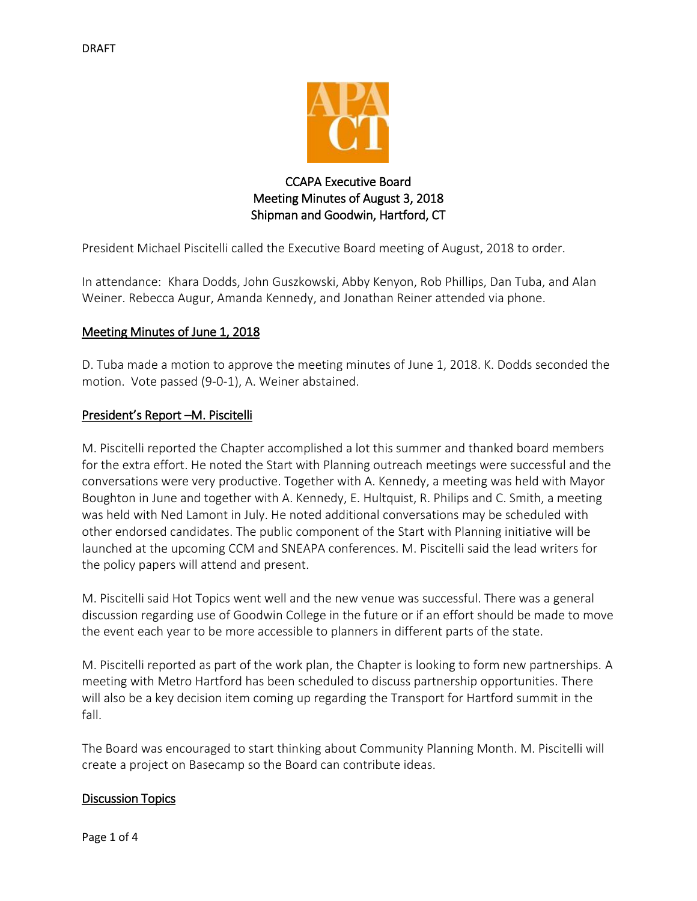DRAFT

# CCAPA Executive Board
## Meeting Minutes of August 3, 2018
## Shipman and Goodwin, Hartford, CT

President Michael Piscitelli called the Executive Board meeting of August, 2018 to order.

In attendance: Khara Dodds, John Guszkowski, Abby Kenyon, Rob Phillips, Dan Tuba, and Alan Weiner. Rebecca Augur, Amanda Kennedy, and Jonathan Reiner attended via phone.

### Meeting Minutes of June 1, 2018

D. Tuba made a motion to approve the meeting minutes of June 1, 2018. K. Dodds seconded the motion. Vote passed (9-0-1), A. Weiner abstained.

### President's Report –M. Piscitelli

M. Piscitelli reported the Chapter accomplished a lot this summer and thanked board members for the extra effort. He noted the Start with Planning outreach meetings were successful and the conversations were very productive. Together with A. Kennedy, a meeting was held with Mayor Boughton in June and together with A. Kennedy, E. Hultquist, R. Philips and C. Smith, a meeting was held with Ned Lamont in July. He noted additional conversations may be scheduled with other endorsed candidates. The public component of the Start with Planning initiative will be launched at the upcoming CCM and SNEAPA conferences. M. Piscitelli said the lead writers for the policy papers will attend and present.

M. Piscitelli said Hot Topics went well and the new venue was successful. There was a general discussion regarding use of Goodwin College in the future or if an effort should be made to move the event each year to be more accessible to planners in different parts of the state.

M. Piscitelli reported as part of the work plan, the Chapter is looking to form new partnerships. A meeting with Metro Hartford has been scheduled to discuss partnership opportunities. There will also be a key decision item coming up regarding the Transport for Hartford summit in the fall.

The Board was encouraged to start thinking about Community Planning Month. M. Piscitelli will create a project on Basecamp so the Board can contribute ideas.

### Discussion Topics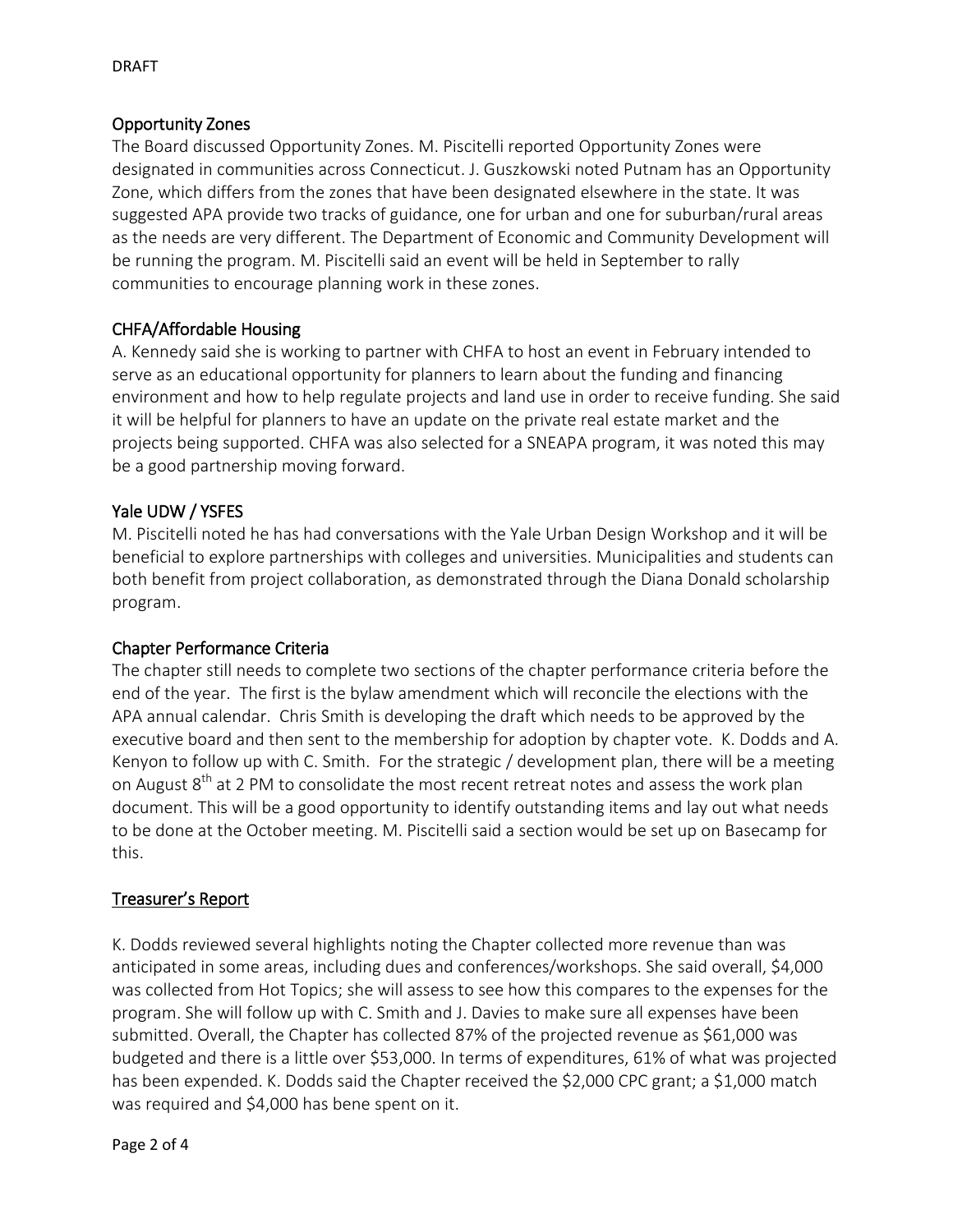DRAFT

## Opportunity Zones

The Board discussed Opportunity Zones. M. Piscitelli reported Opportunity Zones were designated in communities across Connecticut. J. Guszkowski noted Putnam has an Opportunity Zone, which differs from the zones that have been designated elsewhere in the state. It was suggested APA provide two tracks of guidance, one for urban and one for suburban/rural areas as the needs are very different. The Department of Economic and Community Development will be running the program. M. Piscitelli said an event will be held in September to rally communities to encourage planning work in these zones.

## CHFA/Affordable Housing

A. Kennedy said she is working to partner with CHFA to host an event in February intended to serve as an educational opportunity for planners to learn about the funding and financing environment and how to help regulate projects and land use in order to receive funding. She said it will be helpful for planners to have an update on the private real estate market and the projects being supported. CHFA was also selected for a SNEAPA program, it was noted this may be a good partnership moving forward.

## Yale UDW / YSFES

M. Piscitelli noted he has had conversations with the Yale Urban Design Workshop and it will be beneficial to explore partnerships with colleges and universities. Municipalities and students can both benefit from project collaboration, as demonstrated through the Diana Donald scholarship program.

## Chapter Performance Criteria

The chapter still needs to complete two sections of the chapter performance criteria before the end of the year. The first is the bylaw amendment which will reconcile the elections with the APA annual calendar. Chris Smith is developing the draft which needs to be approved by the executive board and then sent to the membership for adoption by chapter vote. K. Dodds and A. Kenyon to follow up with C. Smith. For the strategic / development plan, there will be a meeting on August 8th at 2 PM to consolidate the most recent retreat notes and assess the work plan document. This will be a good opportunity to identify outstanding items and lay out what needs to be done at the October meeting. M. Piscitelli said a section would be set up on Basecamp for this.

## Treasurer's Report

K. Dodds reviewed several highlights noting the Chapter collected more revenue than was anticipated in some areas, including dues and conferences/workshops. She said overall, $4,000 was collected from Hot Topics; she will assess to see how this compares to the expenses for the program. She will follow up with C. Smith and J. Davies to make sure all expenses have been submitted. Overall, the Chapter has collected 87% of the projected revenue as $61,000 was budgeted and there is a little over $53,000. In terms of expenditures, 61% of what was projected has been expended. K. Dodds said the Chapter received the $2,000 CPC grant; a $1,000 match was required and $4,000 has bene spent on it.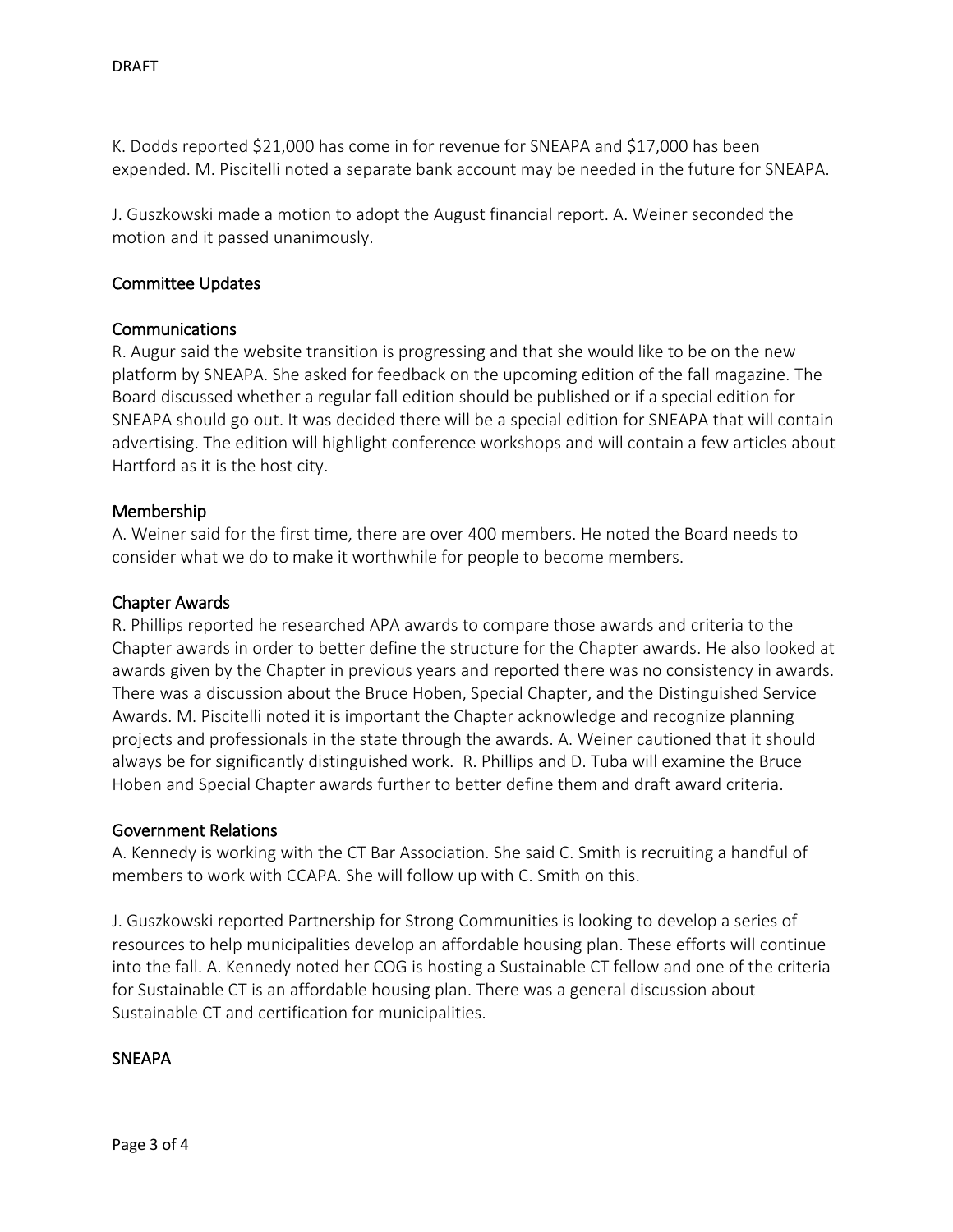DRAFT

K. Dodds reported $21,000 has come in for revenue for SNEAPA and $17,000 has been expended. M. Piscitelli noted a separate bank account may be needed in the future for SNEAPA.

J. Guszkowski made a motion to adopt the August financial report. A. Weiner seconded the motion and it passed unanimously.

## Committee Updates

### Communications

R. Augur said the website transition is progressing and that she would like to be on the new platform by SNEAPA. She asked for feedback on the upcoming edition of the fall magazine. The Board discussed whether a regular fall edition should be published or if a special edition for SNEAPA should go out. It was decided there will be a special edition for SNEAPA that will contain advertising. The edition will highlight conference workshops and will contain a few articles about Hartford as it is the host city.

### Membership

A. Weiner said for the first time, there are over 400 members. He noted the Board needs to consider what we do to make it worthwhile for people to become members.

### Chapter Awards

R. Phillips reported he researched APA awards to compare those awards and criteria to the Chapter awards in order to better define the structure for the Chapter awards. He also looked at awards given by the Chapter in previous years and reported there was no consistency in awards. There was a discussion about the Bruce Hoben, Special Chapter, and the Distinguished Service Awards. M. Piscitelli noted it is important the Chapter acknowledge and recognize planning projects and professionals in the state through the awards. A. Weiner cautioned that it should always be for significantly distinguished work. R. Phillips and D. Tuba will examine the Bruce Hoben and Special Chapter awards further to better define them and draft award criteria.

### Government Relations

A. Kennedy is working with the CT Bar Association. She said C. Smith is recruiting a handful of members to work with CCAPA. She will follow up with C. Smith on this.

J. Guszkowski reported Partnership for Strong Communities is looking to develop a series of resources to help municipalities develop an affordable housing plan. These efforts will continue into the fall. A. Kennedy noted her COG is hosting a Sustainable CT fellow and one of the criteria for Sustainable CT is an affordable housing plan. There was a general discussion about Sustainable CT and certification for municipalities.

### SNEAPA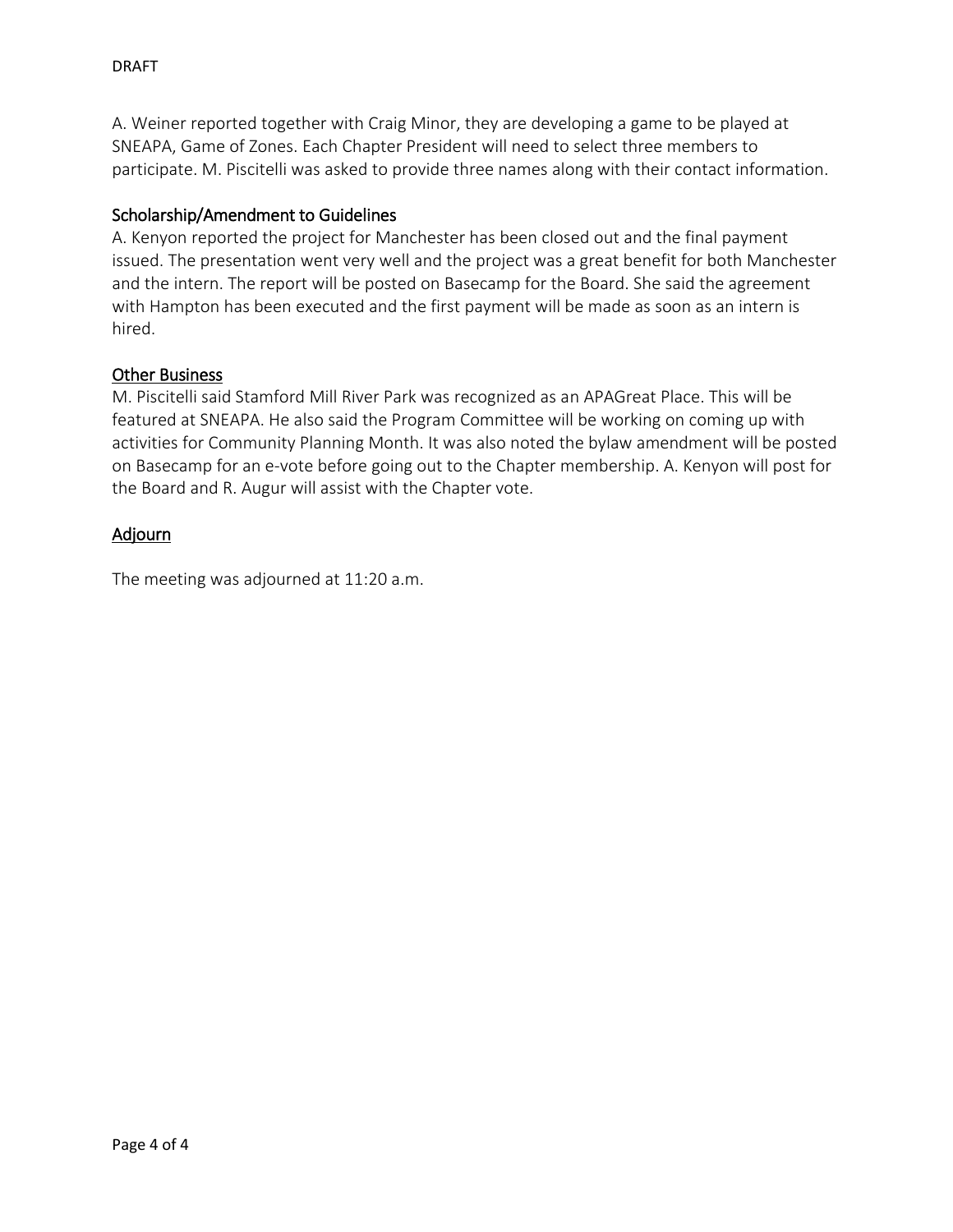A. Weiner reported together with Craig Minor, they are developing a game to be played at SNEAPA, Game of Zones. Each Chapter President will need to select three members to participate. M. Piscitelli was asked to provide three names along with their contact information.

## Scholarship/Amendment to Guidelines

A. Kenyon reported the project for Manchester has been closed out and the final payment issued. The presentation went very well and the project was a great benefit for both Manchester and the intern. The report will be posted on Basecamp for the Board. She said the agreement with Hampton has been executed and the first payment will be made as soon as an intern is hired.

## Other Business

M. Piscitelli said Stamford Mill River Park was recognized as an APAGreat Place. This will be featured at SNEAPA. He also said the Program Committee will be working on coming up with activities for Community Planning Month. It was also noted the bylaw amendment will be posted on Basecamp for an e-vote before going out to the Chapter membership. A. Kenyon will post for the Board and R. Augur will assist with the Chapter vote.

## Adjourn

The meeting was adjourned at 11:20 a.m.